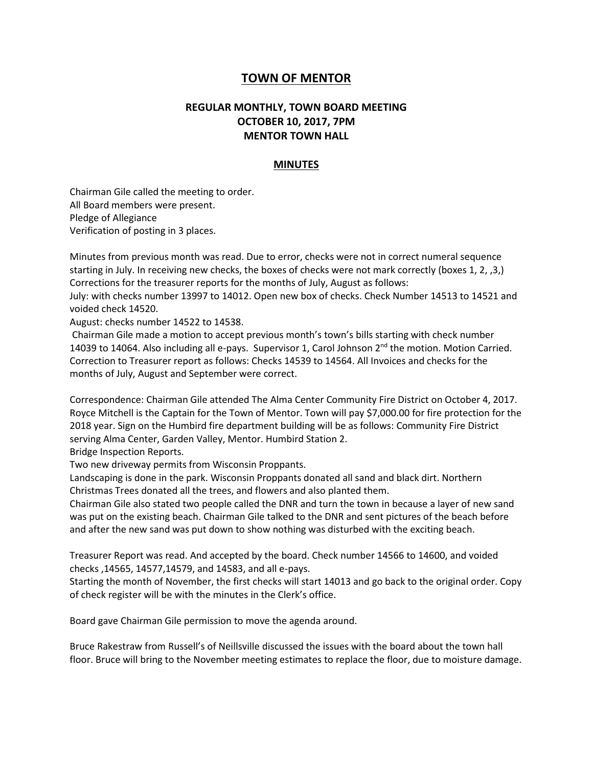# TOWN OF MENTOR

## REGULAR MONTHLY, TOWN BOARD MEETING
## OCTOBER 10, 2017, 7PM
## MENTOR TOWN HALL

## MINUTES

Chairman Gile called the meeting to order.
All Board members were present.
Pledge of Allegiance
Verification of posting in 3 places.

Minutes from previous month was read. Due to error, checks were not in correct numeral sequence starting in July. In receiving new checks, the boxes of checks were not mark correctly (boxes 1, 2, ,3,) Corrections for the treasurer reports for the months of July, August as follows:
July: with checks number 13997 to 14012. Open new box of checks. Check Number 14513 to 14521 and voided check 14520.
August: checks number 14522 to 14538.
Chairman Gile made a motion to accept previous month's town's bills starting with check number 14039 to 14064. Also including all e-pays. Supervisor 1, Carol Johnson 2nd the motion. Motion Carried. Correction to Treasurer report as follows: Checks 14539 to 14564. All Invoices and checks for the months of July, August and September were correct.

Correspondence: Chairman Gile attended The Alma Center Community Fire District on October 4, 2017. Royce Mitchell is the Captain for the Town of Mentor. Town will pay $7,000.00 for fire protection for the 2018 year. Sign on the Humbird fire department building will be as follows: Community Fire District serving Alma Center, Garden Valley, Mentor. Humbird Station 2.
Bridge Inspection Reports.
Two new driveway permits from Wisconsin Proppants.
Landscaping is done in the park. Wisconsin Proppants donated all sand and black dirt. Northern Christmas Trees donated all the trees, and flowers and also planted them.
Chairman Gile also stated two people called the DNR and turn the town in because a layer of new sand was put on the existing beach. Chairman Gile talked to the DNR and sent pictures of the beach before and after the new sand was put down to show nothing was disturbed with the exciting beach.

Treasurer Report was read. And accepted by the board. Check number 14566 to 14600, and voided checks ,14565, 14577,14579, and 14583, and all e-pays.
Starting the month of November, the first checks will start 14013 and go back to the original order. Copy of check register will be with the minutes in the Clerk's office.

Board gave Chairman Gile permission to move the agenda around.

Bruce Rakestraw from Russell's of Neillsville discussed the issues with the board about the town hall floor. Bruce will bring to the November meeting estimates to replace the floor, due to moisture damage.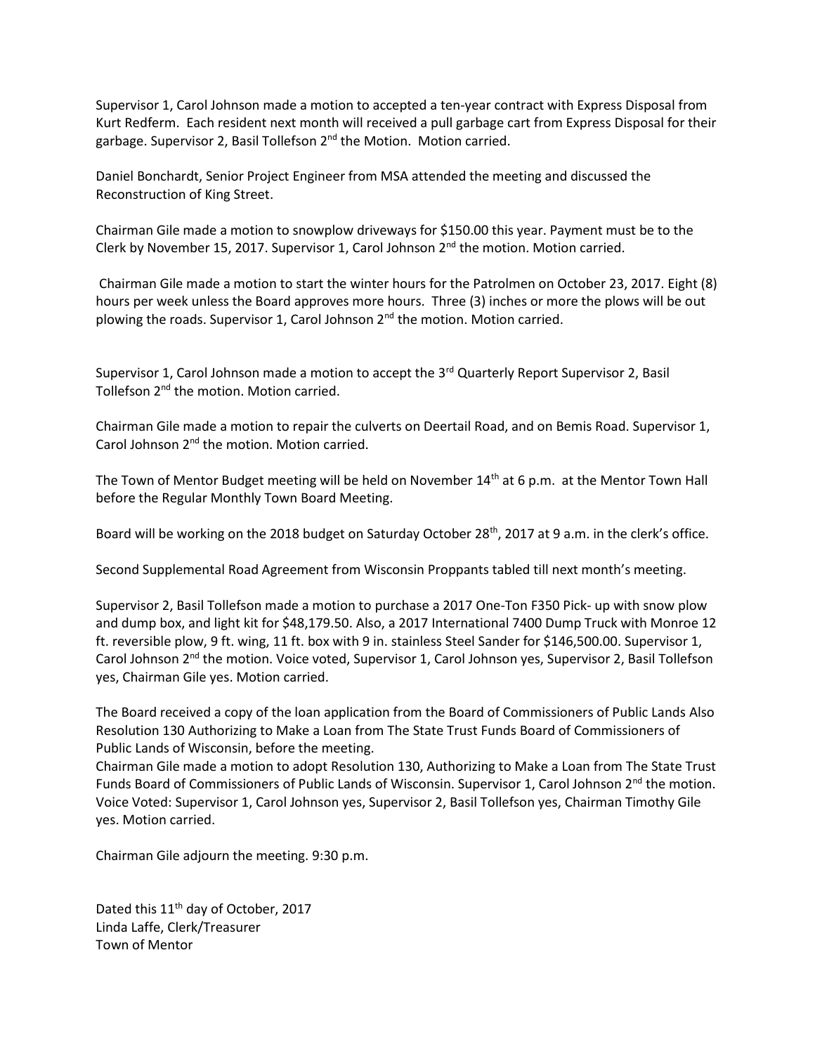Supervisor 1, Carol Johnson made a motion to accepted a ten-year contract with Express Disposal from Kurt Redferm. Each resident next month will received a pull garbage cart from Express Disposal for their garbage. Supervisor 2, Basil Tollefson 2nd the Motion. Motion carried.

Daniel Bonchardt, Senior Project Engineer from MSA attended the meeting and discussed the Reconstruction of King Street.

Chairman Gile made a motion to snowplow driveways for $150.00 this year. Payment must be to the Clerk by November 15, 2017. Supervisor 1, Carol Johnson 2nd the motion. Motion carried.

Chairman Gile made a motion to start the winter hours for the Patrolmen on October 23, 2017. Eight (8) hours per week unless the Board approves more hours. Three (3) inches or more the plows will be out plowing the roads. Supervisor 1, Carol Johnson 2nd the motion. Motion carried.

Supervisor 1, Carol Johnson made a motion to accept the 3rd Quarterly Report Supervisor 2, Basil Tollefson 2nd the motion. Motion carried.

Chairman Gile made a motion to repair the culverts on Deertail Road, and on Bemis Road. Supervisor 1, Carol Johnson 2nd the motion. Motion carried.

The Town of Mentor Budget meeting will be held on November 14th at 6 p.m. at the Mentor Town Hall before the Regular Monthly Town Board Meeting.

Board will be working on the 2018 budget on Saturday October 28th, 2017 at 9 a.m. in the clerk's office.

Second Supplemental Road Agreement from Wisconsin Proppants tabled till next month's meeting.

Supervisor 2, Basil Tollefson made a motion to purchase a 2017 One-Ton F350 Pick- up with snow plow and dump box, and light kit for $48,179.50. Also, a 2017 International 7400 Dump Truck with Monroe 12 ft. reversible plow, 9 ft. wing, 11 ft. box with 9 in. stainless Steel Sander for $146,500.00. Supervisor 1, Carol Johnson 2nd the motion. Voice voted, Supervisor 1, Carol Johnson yes, Supervisor 2, Basil Tollefson yes, Chairman Gile yes. Motion carried.

The Board received a copy of the loan application from the Board of Commissioners of Public Lands Also Resolution 130 Authorizing to Make a Loan from The State Trust Funds Board of Commissioners of Public Lands of Wisconsin, before the meeting.
Chairman Gile made a motion to adopt Resolution 130, Authorizing to Make a Loan from The State Trust Funds Board of Commissioners of Public Lands of Wisconsin. Supervisor 1, Carol Johnson 2nd the motion. Voice Voted: Supervisor 1, Carol Johnson yes, Supervisor 2, Basil Tollefson yes, Chairman Timothy Gile yes. Motion carried.

Chairman Gile adjourn the meeting. 9:30 p.m.

Dated this 11th day of October, 2017
Linda Laffe, Clerk/Treasurer
Town of Mentor